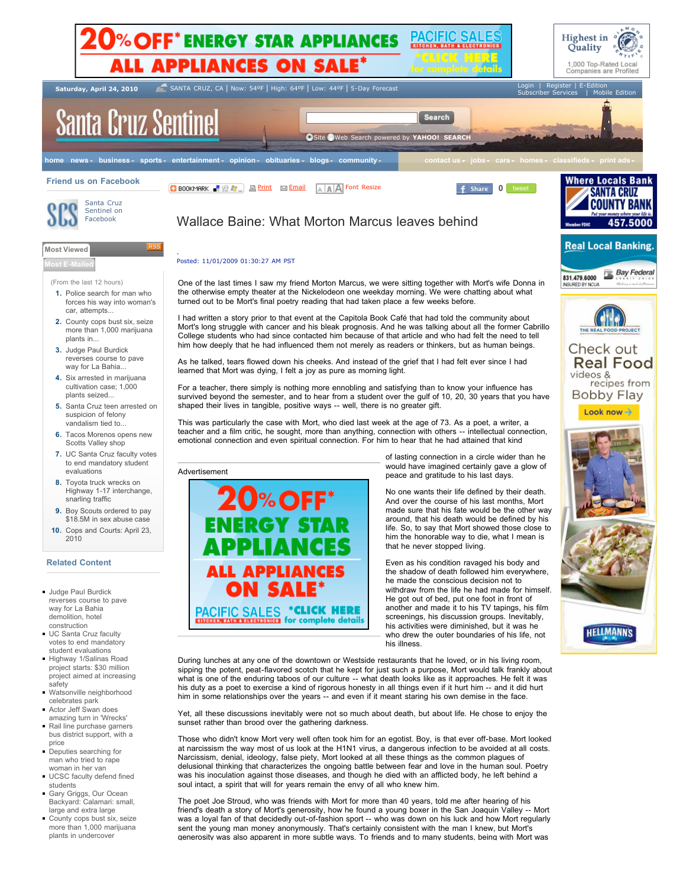# Wallace Baine: What Morton Marcus leaves behind

Posted: 11/01/2009 01:30:27 AM PST

One of the last times I saw my friend Morton Marcus, we were sitting together with Mort's wife Donna in the otherwise empty theater at the Nickelodeon one weekday morning. We were chatting about what turned out to be Mort's final poetry reading that had taken place a few weeks before.

I had written a story prior to that event at the Capitola Book Café that had told the community about Mort's long struggle with cancer and his bleak prognosis. And he was talking about all the former Cabrillo College students who had since contacted him because of that article and who had felt the need to tell him how deeply that he had influenced them not merely as readers or thinkers, but as human beings.

As he talked, tears flowed down his cheeks. And instead of the grief that I had felt ever since I had learned that Mort was dying, I felt a joy as pure as morning light.

For a teacher, there simply is nothing more ennobling and satisfying than to know your influence has survived beyond the semester, and to hear from a student over the gulf of 10, 20, 30 years that you have shaped their lives in tangible, positive ways -- well, there is no greater gift.

This was particularly the case with Mort, who died last week at the age of 73. As a poet, a writer, a teacher and a film critic, he sought, more than anything, connection with others -- intellectual connection, emotional connection and even spiritual connection. For him to hear that he had attained that kind of lasting connection in a circle wider than he would have imagined certainly gave a glow of peace and gratitude to his last days.

No one wants their life defined by their death. And over the course of his last months, Mort made sure that his fate would be the other way around, that his death would be defined by his life. So, to say that Mort showed those close to him the honorable way to die, what I mean is that he never stopped living.

Even as his condition ravaged his body and the shadow of death followed him everywhere, he made the conscious decision not to withdraw from the life he had made for himself. He got out of bed, put one foot in front of another and made it to his TV tapings, his film screenings, his discussion groups. Inevitably, his activities were diminished, but it was he who drew the outer boundaries of his life, not his illness.

During lunches at any one of the downtown or Westside restaurants that he loved, or in his living room, sipping the potent, peat-flavored scotch that he kept for just such a purpose, Mort would talk frankly about what is one of the enduring taboos of our culture -- what death looks like as it approaches. He felt it was his duty as a poet to exercise a kind of rigorous honesty in all things even if it hurt him -- and it did hurt him in some relationships over the years -- and even if it meant staring his own demise in the face.

Yet, all these discussions inevitably were not so much about death, but about life. He chose to enjoy the sunset rather than brood over the gathering darkness.

Those who didn't know Mort very well often took him for an egotist. Boy, is that ever off-base. Mort looked at narcissism the way most of us look at the H1N1 virus, a dangerous infection to be avoided at all costs. Narcissism, denial, ideology, false piety, Mort looked at all these things as the common plagues of delusional thinking that characterizes the ongoing battle between fear and love in the human soul. Poetry was his inoculation against those diseases, and though he died with an afflicted body, he left behind a soul intact, a spirit that will for years remain the envy of all who knew him.

The poet Joe Stroud, who was friends with Mort for more than 40 years, told me after hearing of his friend's death a story of Mort's generosity, how he found a young boxer in the San Joaquin Valley -- Mort was a loyal fan of that decidedly out-of-fashion sport -- who was down on his luck and how Mort regularly sent the young man money anonymously. That's certainly consistent with the man I knew, but Mort's generosity was also apparent in more subtle ways. To friends and to many students, being with Mort was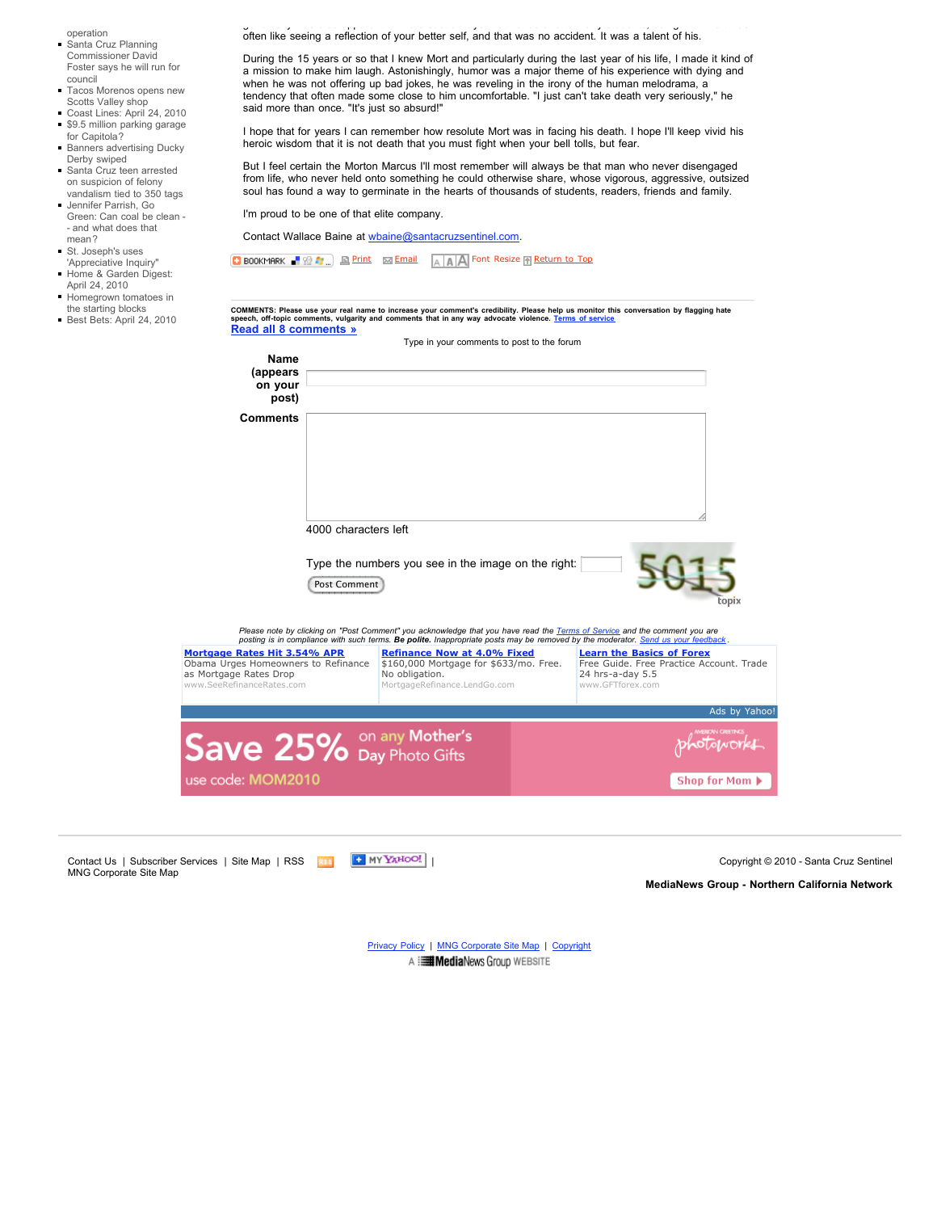- operation
- Santa Cruz Planning Commissioner David Foster says he will run for council
- Tacos Morenos opens new Scotts Valley shop
- Coast Lines: April 24, 2010
- $9.5 million parking garage for Capitola?
- Banners advertising Ducky Derby swiped
- Santa Cruz teen arrested on suspicion of felony vandalism tied to 350 tags
- Jennifer Parrish, Go Green: Can coal be clean - - and what does that mean?
- St. Joseph's uses 'Appreciative Inquiry'
- Home & Garden Digest: April 24, 2010
- Homegrown tomatoes in the starting blocks
- Best Bets: April 24, 2010

often like seeing a reflection of your better self, and that was no accident. It was a talent of his.

During the 15 years or so that I knew Mort and particularly during the last year of his life, I made it kind of a mission to make him laugh. Astonishingly, humor was a major theme of his experience with dying and when he was not offering up bad jokes, he was reveling in the irony of the human melodrama, a tendency that often made some close to him uncomfortable. "I just can't take death very seriously," he said more than once. "It's just so absurd!"

I hope that for years I can remember how resolute Mort was in facing his death. I hope I'll keep vivid his heroic wisdom that it is not death that you must fight when your bell tolls, but fear.

But I feel certain the Morton Marcus I'll most remember will always be that man who never disengaged from life, who never held onto something he could otherwise share, whose vigorous, aggressive, outsized soul has found a way to germinate in the hearts of thousands of students, readers, friends and family.

I'm proud to be one of that elite company.

Contact Wallace Baine at wbaine@santacruzsentinel.com.

BOOKMARK | Print | Email | Font Resize | Return to Top

**COMMENTS: Please use your real name to increase your comment's credibility. Please help us monitor this conversation by flagging hate speech, off-topic comments, vulgarity and comments that in any way advocate violence.** Terms of service

**Read all 8 comments »**

Type in your comments to post to the forum

**Name (appears on your post)**

**Comments**

4000 characters left

Type the numbers you see in the image on the right:

Post Comment

*Please note by clicking on "Post Comment" you acknowledge that you have read the Terms of Service and the comment you are posting is in compliance with such terms.* ***Be polite.*** *Inappropriate posts may be removed by the moderator. Send us your feedback.*

| | | |
|---|---|---|
| **Mortgage Rates Hit 3.54% APR** Obama Urges Homeowners to Refinance as Mortgage Rates Drop www.SeeRefinanceRates.com | **Refinance Now at 4.0% Fixed** $160,000 Mortgage for $633/mo. Free. No obligation. MortgageRefinance.LendGo.com | **Learn the Basics of Forex** Free Guide. Free Practice Account. Trade 24 hrs-a-day 5.5 www.GFTforex.com |

Ads by Yahoo!

Save 25% on any Mother's Day Photo Gifts
use code: MOM2010
American Greetings photoworks
Shop for Mom

Contact Us | Subscriber Services | Site Map | RSS | MY YAHOO! |
MNG Corporate Site Map

Copyright © 2010 - Santa Cruz Sentinel

**MediaNews Group - Northern California Network**

Privacy Policy | MNG Corporate Site Map | Copyright

A MediaNews Group WEBSITE